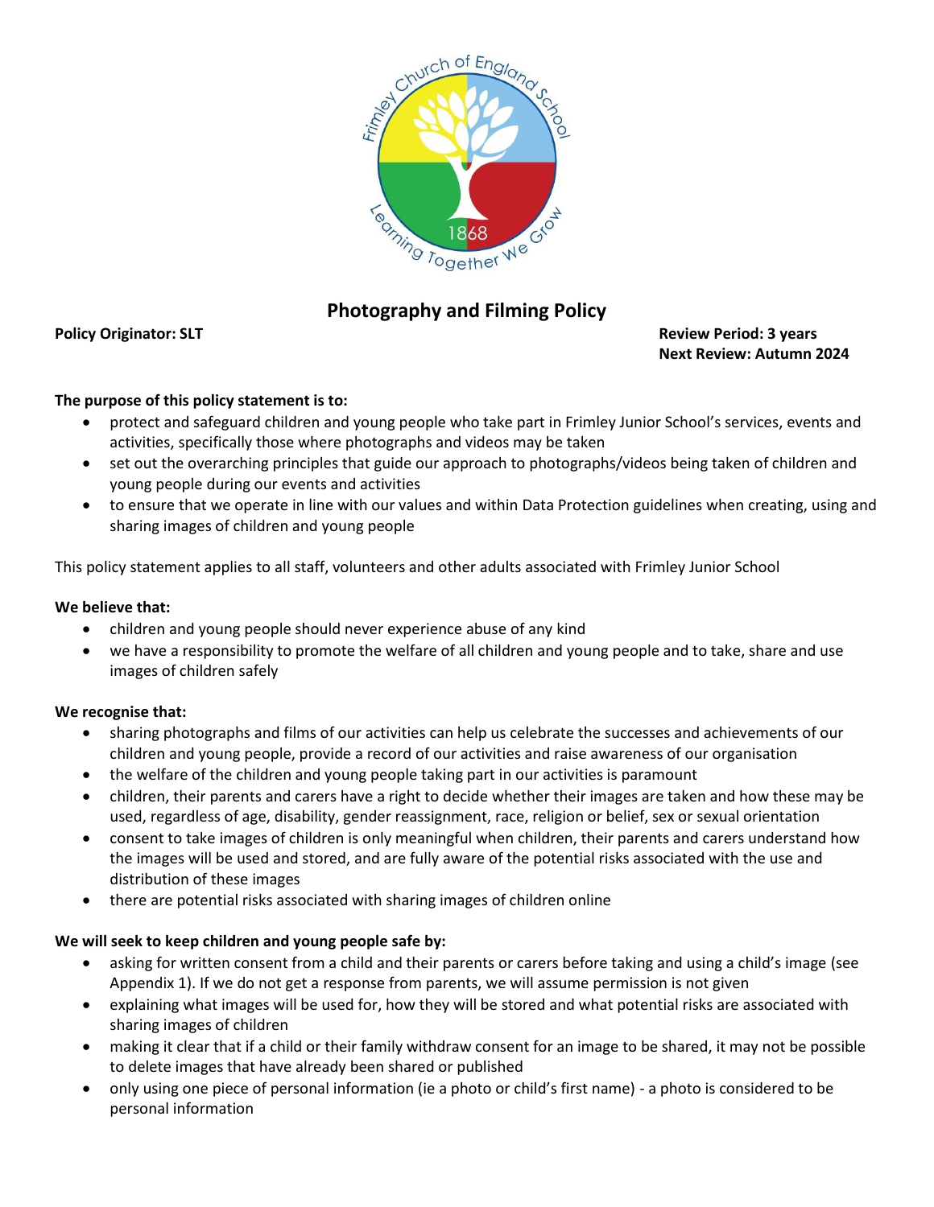# Photography and Filming Policy

**Policy Originator: SLT**

**Review Period: 3 years**
**Next Review: Autumn 2024**

**The purpose of this policy statement is to:**

- protect and safeguard children and young people who take part in Frimley Junior School's services, events and activities, specifically those where photographs and videos may be taken
- set out the overarching principles that guide our approach to photographs/videos being taken of children and young people during our events and activities
- to ensure that we operate in line with our values and within Data Protection guidelines when creating, using and sharing images of children and young people

This policy statement applies to all staff, volunteers and other adults associated with Frimley Junior School

**We believe that:**

- children and young people should never experience abuse of any kind
- we have a responsibility to promote the welfare of all children and young people and to take, share and use images of children safely

**We recognise that:**

- sharing photographs and films of our activities can help us celebrate the successes and achievements of our children and young people, provide a record of our activities and raise awareness of our organisation
- the welfare of the children and young people taking part in our activities is paramount
- children, their parents and carers have a right to decide whether their images are taken and how these may be used, regardless of age, disability, gender reassignment, race, religion or belief, sex or sexual orientation
- consent to take images of children is only meaningful when children, their parents and carers understand how the images will be used and stored, and are fully aware of the potential risks associated with the use and distribution of these images
- there are potential risks associated with sharing images of children online

**We will seek to keep children and young people safe by:**

- asking for written consent from a child and their parents or carers before taking and using a child's image (see Appendix 1). If we do not get a response from parents, we will assume permission is not given
- explaining what images will be used for, how they will be stored and what potential risks are associated with sharing images of children
- making it clear that if a child or their family withdraw consent for an image to be shared, it may not be possible to delete images that have already been shared or published
- only using one piece of personal information (ie a photo or child's first name) - a photo is considered to be personal information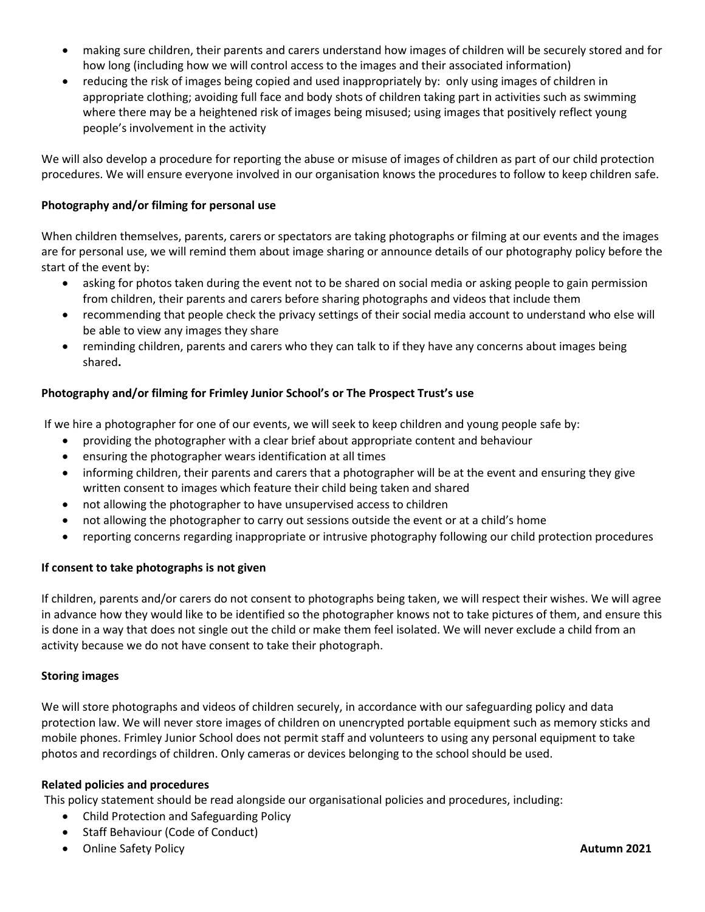- making sure children, their parents and carers understand how images of children will be securely stored and for how long (including how we will control access to the images and their associated information)
- reducing the risk of images being copied and used inappropriately by: only using images of children in appropriate clothing; avoiding full face and body shots of children taking part in activities such as swimming where there may be a heightened risk of images being misused; using images that positively reflect young people's involvement in the activity

We will also develop a procedure for reporting the abuse or misuse of images of children as part of our child protection procedures. We will ensure everyone involved in our organisation knows the procedures to follow to keep children safe.

**Photography and/or filming for personal use**

When children themselves, parents, carers or spectators are taking photographs or filming at our events and the images are for personal use, we will remind them about image sharing or announce details of our photography policy before the start of the event by:

- asking for photos taken during the event not to be shared on social media or asking people to gain permission from children, their parents and carers before sharing photographs and videos that include them
- recommending that people check the privacy settings of their social media account to understand who else will be able to view any images they share
- reminding children, parents and carers who they can talk to if they have any concerns about images being shared**.**

**Photography and/or filming for Frimley Junior School's or The Prospect Trust's use**

If we hire a photographer for one of our events, we will seek to keep children and young people safe by:

- providing the photographer with a clear brief about appropriate content and behaviour
- ensuring the photographer wears identification at all times
- informing children, their parents and carers that a photographer will be at the event and ensuring they give written consent to images which feature their child being taken and shared
- not allowing the photographer to have unsupervised access to children
- not allowing the photographer to carry out sessions outside the event or at a child's home
- reporting concerns regarding inappropriate or intrusive photography following our child protection procedures

**If consent to take photographs is not given**

If children, parents and/or carers do not consent to photographs being taken, we will respect their wishes. We will agree in advance how they would like to be identified so the photographer knows not to take pictures of them, and ensure this is done in a way that does not single out the child or make them feel isolated. We will never exclude a child from an activity because we do not have consent to take their photograph.

**Storing images**

We will store photographs and videos of children securely, in accordance with our safeguarding policy and data protection law. We will never store images of children on unencrypted portable equipment such as memory sticks and mobile phones. Frimley Junior School does not permit staff and volunteers to using any personal equipment to take photos and recordings of children. Only cameras or devices belonging to the school should be used.

**Related policies and procedures**

This policy statement should be read alongside our organisational policies and procedures, including:

- Child Protection and Safeguarding Policy
- Staff Behaviour (Code of Conduct)
- Online Safety Policy

**Autumn 2021**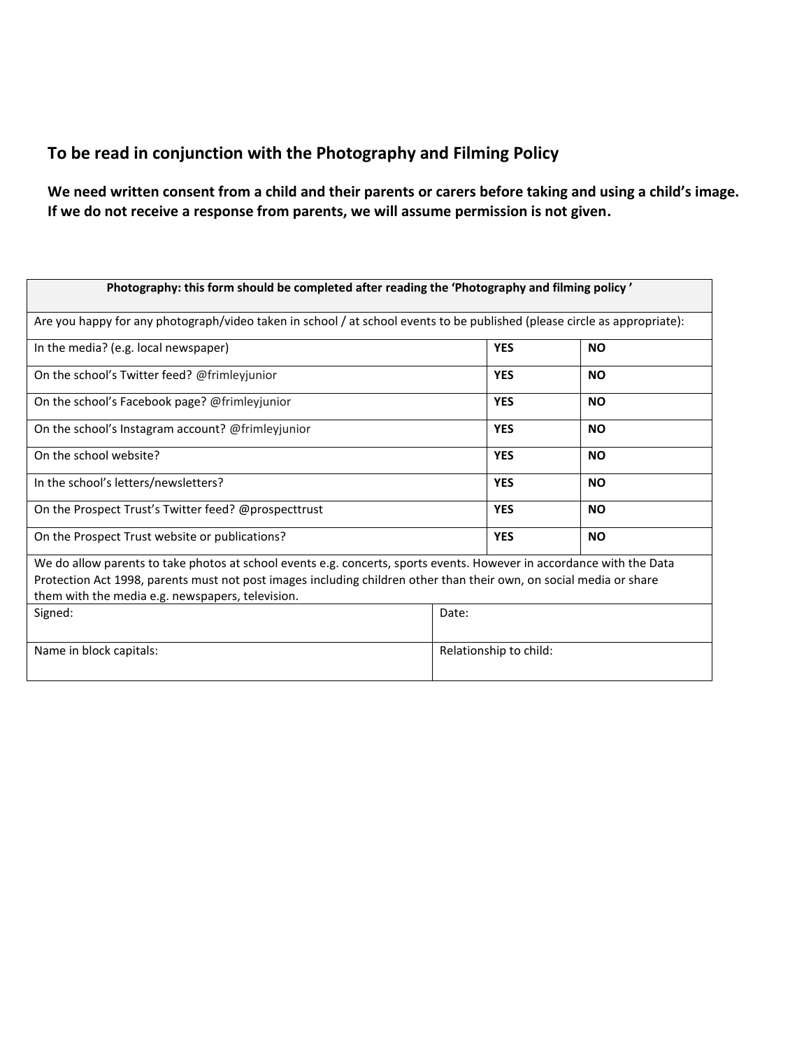## To be read in conjunction with the Photography and Filming Policy

**We need written consent from a child and their parents or carers before taking and using a child's image. If we do not receive a response from parents, we will assume permission is not given.**

| **Photography: this form should be completed after reading the 'Photography and filming policy '** | | |
|---|---|---|
| Are you happy for any photograph/video taken in school / at school events to be published (please circle as appropriate): | | |
| In the media? (e.g. local newspaper) | **YES** | **NO** |
| On the school's Twitter feed? @frimleyjunior | **YES** | **NO** |
| On the school's Facebook page? @frimleyjunior | **YES** | **NO** |
| On the school's Instagram account? @frimleyjunior | **YES** | **NO** |
| On the school website? | **YES** | **NO** |
| In the school's letters/newsletters? | **YES** | **NO** |
| On the Prospect Trust's Twitter feed? @prospecttrust | **YES** | **NO** |
| On the Prospect Trust website or publications? | **YES** | **NO** |
| We do allow parents to take photos at school events e.g. concerts, sports events. However in accordance with the Data Protection Act 1998, parents must not post images including children other than their own, on social media or share them with the media e.g. newspapers, television. | | |
| Signed: | Date: | |
| Name in block capitals: | Relationship to child: | |